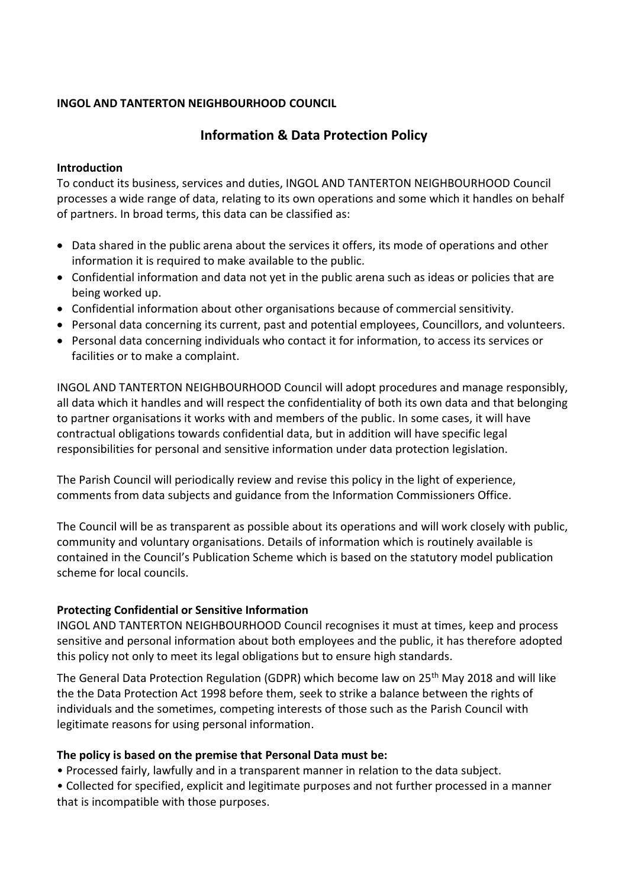**INGOL AND TANTERTON NEIGHBOURHOOD COUNCIL**

# Information & Data Protection Policy

**Introduction**

To conduct its business, services and duties, INGOL AND TANTERTON NEIGHBOURHOOD Council processes a wide range of data, relating to its own operations and some which it handles on behalf of partners. In broad terms, this data can be classified as:

- Data shared in the public arena about the services it offers, its mode of operations and other information it is required to make available to the public.
- Confidential information and data not yet in the public arena such as ideas or policies that are being worked up.
- Confidential information about other organisations because of commercial sensitivity.
- Personal data concerning its current, past and potential employees, Councillors, and volunteers.
- Personal data concerning individuals who contact it for information, to access its services or facilities or to make a complaint.

INGOL AND TANTERTON NEIGHBOURHOOD Council will adopt procedures and manage responsibly, all data which it handles and will respect the confidentiality of both its own data and that belonging to partner organisations it works with and members of the public. In some cases, it will have contractual obligations towards confidential data, but in addition will have specific legal responsibilities for personal and sensitive information under data protection legislation.

The Parish Council will periodically review and revise this policy in the light of experience, comments from data subjects and guidance from the Information Commissioners Office.

The Council will be as transparent as possible about its operations and will work closely with public, community and voluntary organisations. Details of information which is routinely available is contained in the Council's Publication Scheme which is based on the statutory model publication scheme for local councils.

**Protecting Confidential or Sensitive Information**

INGOL AND TANTERTON NEIGHBOURHOOD Council recognises it must at times, keep and process sensitive and personal information about both employees and the public, it has therefore adopted this policy not only to meet its legal obligations but to ensure high standards.

The General Data Protection Regulation (GDPR) which become law on 25th May 2018 and will like the the Data Protection Act 1998 before them, seek to strike a balance between the rights of individuals and the sometimes, competing interests of those such as the Parish Council with legitimate reasons for using personal information.

**The policy is based on the premise that Personal Data must be:**

• Processed fairly, lawfully and in a transparent manner in relation to the data subject.

• Collected for specified, explicit and legitimate purposes and not further processed in a manner that is incompatible with those purposes.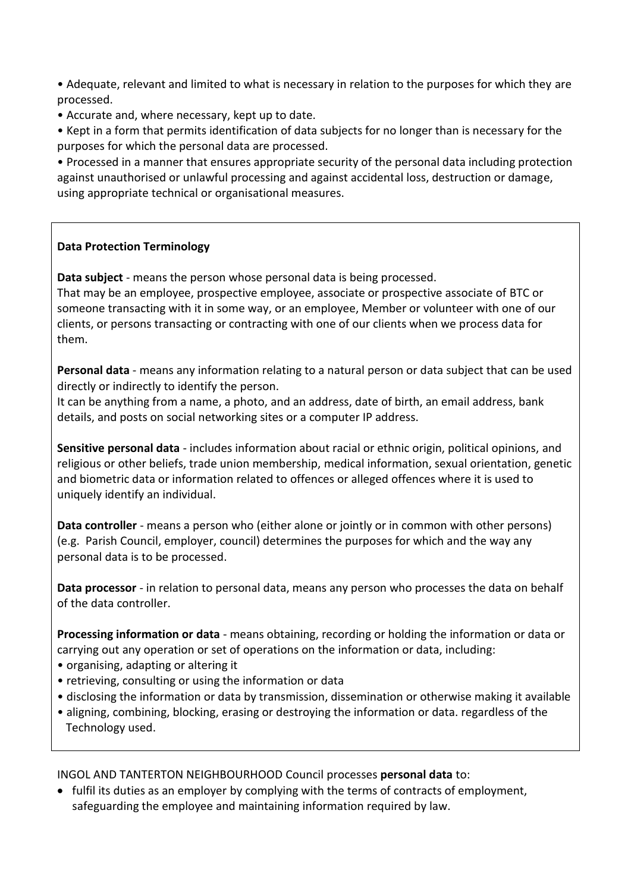- Adequate, relevant and limited to what is necessary in relation to the purposes for which they are processed.
- Accurate and, where necessary, kept up to date.
- Kept in a form that permits identification of data subjects for no longer than is necessary for the purposes for which the personal data are processed.
- Processed in a manner that ensures appropriate security of the personal data including protection against unauthorised or unlawful processing and against accidental loss, destruction or damage, using appropriate technical or organisational measures.

**Data Protection Terminology**

**Data subject** - means the person whose personal data is being processed.
That may be an employee, prospective employee, associate or prospective associate of BTC or someone transacting with it in some way, or an employee, Member or volunteer with one of our clients, or persons transacting or contracting with one of our clients when we process data for them.

**Personal data** - means any information relating to a natural person or data subject that can be used directly or indirectly to identify the person.
It can be anything from a name, a photo, and an address, date of birth, an email address, bank details, and posts on social networking sites or a computer IP address.

**Sensitive personal data** - includes information about racial or ethnic origin, political opinions, and religious or other beliefs, trade union membership, medical information, sexual orientation, genetic and biometric data or information related to offences or alleged offences where it is used to uniquely identify an individual.

**Data controller** - means a person who (either alone or jointly or in common with other persons) (e.g. Parish Council, employer, council) determines the purposes for which and the way any personal data is to be processed.

**Data processor** - in relation to personal data, means any person who processes the data on behalf of the data controller.

**Processing information or data** - means obtaining, recording or holding the information or data or carrying out any operation or set of operations on the information or data, including:

- organising, adapting or altering it
- retrieving, consulting or using the information or data
- disclosing the information or data by transmission, dissemination or otherwise making it available
- aligning, combining, blocking, erasing or destroying the information or data. regardless of the Technology used.

INGOL AND TANTERTON NEIGHBOURHOOD Council processes **personal data** to:

- fulfil its duties as an employer by complying with the terms of contracts of employment, safeguarding the employee and maintaining information required by law.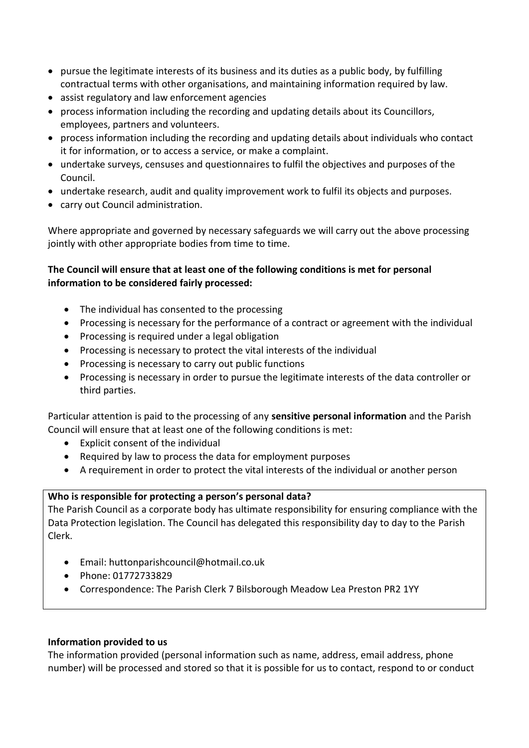- pursue the legitimate interests of its business and its duties as a public body, by fulfilling contractual terms with other organisations, and maintaining information required by law.
- assist regulatory and law enforcement agencies
- process information including the recording and updating details about its Councillors, employees, partners and volunteers.
- process information including the recording and updating details about individuals who contact it for information, or to access a service, or make a complaint.
- undertake surveys, censuses and questionnaires to fulfil the objectives and purposes of the Council.
- undertake research, audit and quality improvement work to fulfil its objects and purposes.
- carry out Council administration.

Where appropriate and governed by necessary safeguards we will carry out the above processing jointly with other appropriate bodies from time to time.

**The Council will ensure that at least one of the following conditions is met for personal information to be considered fairly processed:**

- The individual has consented to the processing
- Processing is necessary for the performance of a contract or agreement with the individual
- Processing is required under a legal obligation
- Processing is necessary to protect the vital interests of the individual
- Processing is necessary to carry out public functions
- Processing is necessary in order to pursue the legitimate interests of the data controller or third parties.

Particular attention is paid to the processing of any **sensitive personal information** and the Parish Council will ensure that at least one of the following conditions is met:

- Explicit consent of the individual
- Required by law to process the data for employment purposes
- A requirement in order to protect the vital interests of the individual or another person

**Who is responsible for protecting a person's personal data?**

The Parish Council as a corporate body has ultimate responsibility for ensuring compliance with the Data Protection legislation. The Council has delegated this responsibility day to day to the Parish Clerk.

- Email: huttonparishcouncil@hotmail.co.uk
- Phone: 01772733829
- Correspondence: The Parish Clerk 7 Bilsborough Meadow Lea Preston PR2 1YY

**Information provided to us**

The information provided (personal information such as name, address, email address, phone number) will be processed and stored so that it is possible for us to contact, respond to or conduct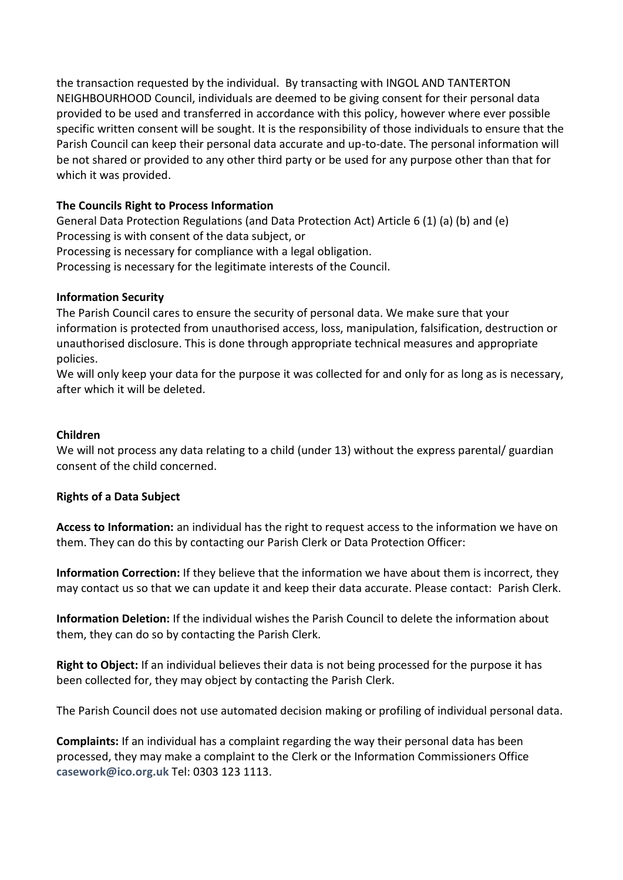the transaction requested by the individual. By transacting with INGOL AND TANTERTON NEIGHBOURHOOD Council, individuals are deemed to be giving consent for their personal data provided to be used and transferred in accordance with this policy, however where ever possible specific written consent will be sought. It is the responsibility of those individuals to ensure that the Parish Council can keep their personal data accurate and up-to-date. The personal information will be not shared or provided to any other third party or be used for any purpose other than that for which it was provided.

**The Councils Right to Process Information**

General Data Protection Regulations (and Data Protection Act) Article 6 (1) (a) (b) and (e)
Processing is with consent of the data subject, or
Processing is necessary for compliance with a legal obligation.
Processing is necessary for the legitimate interests of the Council.

**Information Security**

The Parish Council cares to ensure the security of personal data. We make sure that your information is protected from unauthorised access, loss, manipulation, falsification, destruction or unauthorised disclosure. This is done through appropriate technical measures and appropriate policies.

We will only keep your data for the purpose it was collected for and only for as long as is necessary, after which it will be deleted.

**Children**

We will not process any data relating to a child (under 13) without the express parental/ guardian consent of the child concerned.

**Rights of a Data Subject**

**Access to Information:** an individual has the right to request access to the information we have on them. They can do this by contacting our Parish Clerk or Data Protection Officer:

**Information Correction:** If they believe that the information we have about them is incorrect, they may contact us so that we can update it and keep their data accurate. Please contact: Parish Clerk.

**Information Deletion:** If the individual wishes the Parish Council to delete the information about them, they can do so by contacting the Parish Clerk.

**Right to Object:** If an individual believes their data is not being processed for the purpose it has been collected for, they may object by contacting the Parish Clerk.

The Parish Council does not use automated decision making or profiling of individual personal data.

**Complaints:** If an individual has a complaint regarding the way their personal data has been processed, they may make a complaint to the Clerk or the Information Commissioners Office **casework@ico.org.uk** Tel: 0303 123 1113.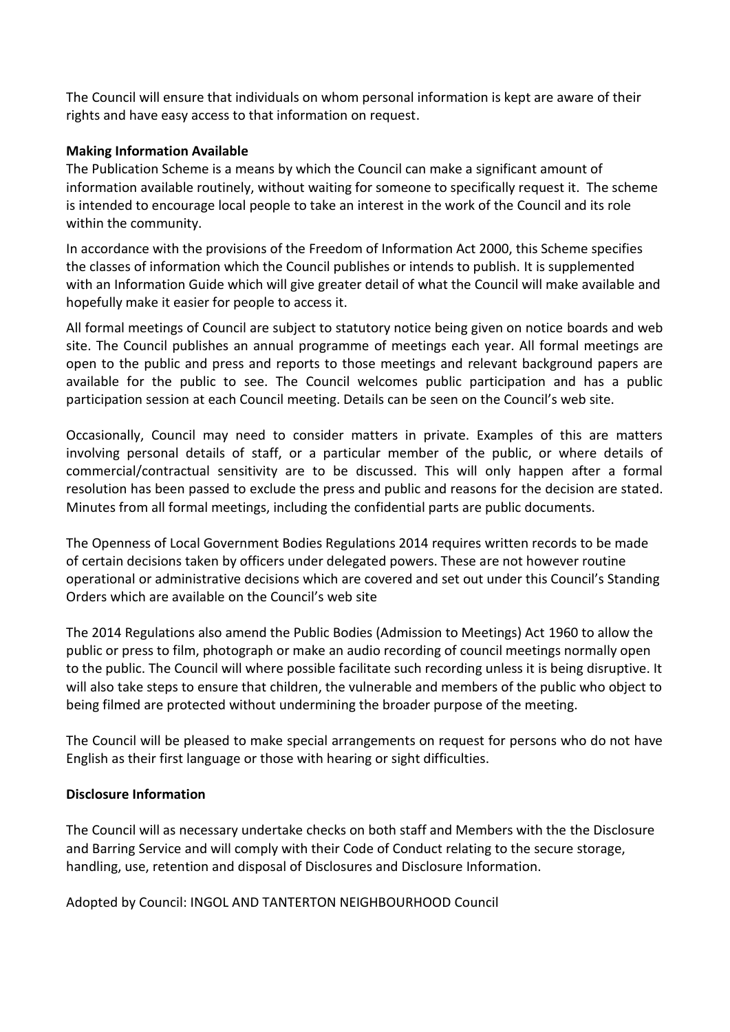The Council will ensure that individuals on whom personal information is kept are aware of their rights and have easy access to that information on request.

**Making Information Available**

The Publication Scheme is a means by which the Council can make a significant amount of information available routinely, without waiting for someone to specifically request it. The scheme is intended to encourage local people to take an interest in the work of the Council and its role within the community.

In accordance with the provisions of the Freedom of Information Act 2000, this Scheme specifies the classes of information which the Council publishes or intends to publish. It is supplemented with an Information Guide which will give greater detail of what the Council will make available and hopefully make it easier for people to access it.

All formal meetings of Council are subject to statutory notice being given on notice boards and web site. The Council publishes an annual programme of meetings each year. All formal meetings are open to the public and press and reports to those meetings and relevant background papers are available for the public to see. The Council welcomes public participation and has a public participation session at each Council meeting. Details can be seen on the Council's web site.

Occasionally, Council may need to consider matters in private. Examples of this are matters involving personal details of staff, or a particular member of the public, or where details of commercial/contractual sensitivity are to be discussed. This will only happen after a formal resolution has been passed to exclude the press and public and reasons for the decision are stated. Minutes from all formal meetings, including the confidential parts are public documents.

The Openness of Local Government Bodies Regulations 2014 requires written records to be made of certain decisions taken by officers under delegated powers. These are not however routine operational or administrative decisions which are covered and set out under this Council's Standing Orders which are available on the Council's web site

The 2014 Regulations also amend the Public Bodies (Admission to Meetings) Act 1960 to allow the public or press to film, photograph or make an audio recording of council meetings normally open to the public. The Council will where possible facilitate such recording unless it is being disruptive. It will also take steps to ensure that children, the vulnerable and members of the public who object to being filmed are protected without undermining the broader purpose of the meeting.

The Council will be pleased to make special arrangements on request for persons who do not have English as their first language or those with hearing or sight difficulties.

**Disclosure Information**

The Council will as necessary undertake checks on both staff and Members with the the Disclosure and Barring Service and will comply with their Code of Conduct relating to the secure storage, handling, use, retention and disposal of Disclosures and Disclosure Information.

Adopted by Council: INGOL AND TANTERTON NEIGHBOURHOOD Council